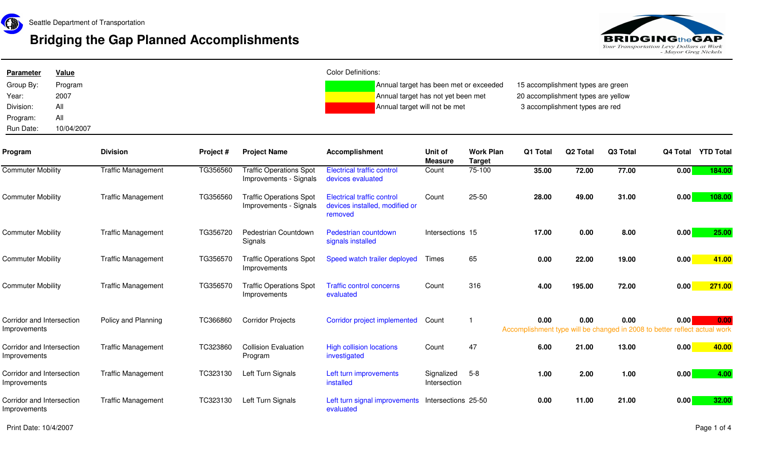Seattle Department of Transportation

# Bridging the Gap Planned Accomplishments

BRIDGING the GAP
*Your Transportation Levy Dollars at Work - Mayor Greg Nickels*

| Parameter | Value |
|---|---|
| Group By: | Program |
| Year: | 2007 |
| Division: | All |
| Program: | All |
| Run Date: | 10/04/2007 |

Color Definitions:

| Color | Definition | Count |
|---|---|---|
| Green | Annual target has been met or exceeded | 15 accomplishment types are green |
| Yellow | Annual target has not yet been met | 20 accomplishment types are yellow |
| Red | Annual target will not be met | 3 accomplishment types are red |

| Program | Division | Project # | Project Name | Accomplishment | Unit of Measure | Work Plan Target | Q1 Total | Q2 Total | Q3 Total | Q4 Total | YTD Total |
|---|---|---|---|---|---|---|---|---|---|---|---|
| Commuter Mobility | Traffic Management | TG356560 | Traffic Operations Spot Improvements - Signals | Electrical traffic control devices evaluated | Count | 75-100 | 35.00 | 72.00 | 77.00 | 0.00 | 184.00 |
| Commuter Mobility | Traffic Management | TG356560 | Traffic Operations Spot Improvements - Signals | Electrical traffic control devices installed, modified or removed | Count | 25-50 | 28.00 | 49.00 | 31.00 | 0.00 | 108.00 |
| Commuter Mobility | Traffic Management | TG356720 | Pedestrian Countdown Signals | Pedestrian countdown signals installed | Intersections | 15 | 17.00 | 0.00 | 8.00 | 0.00 | 25.00 |
| Commuter Mobility | Traffic Management | TG356570 | Traffic Operations Spot Improvements | Speed watch trailer deployed | Times | 65 | 0.00 | 22.00 | 19.00 | 0.00 | 41.00 |
| Commuter Mobility | Traffic Management | TG356570 | Traffic Operations Spot Improvements | Traffic control concerns evaluated | Count | 316 | 4.00 | 195.00 | 72.00 | 0.00 | 271.00 |
| Corridor and Intersection Improvements | Policy and Planning | TC366860 | Corridor Projects | Corridor project implemented | Count | 1 | 0.00 | 0.00 | 0.00 | 0.00 | 0.00 |
| | | | | | | | Accomplishment type will be changed in 2008 to better reflect actual work | | | | |
| Corridor and Intersection Improvements | Traffic Management | TC323860 | Collision Evaluation Program | High collision locations investigated | Count | 47 | 6.00 | 21.00 | 13.00 | 0.00 | 40.00 |
| Corridor and Intersection Improvements | Traffic Management | TC323130 | Left Turn Signals | Left turn improvements installed | Signalized Intersection | 5-8 | 1.00 | 2.00 | 1.00 | 0.00 | 4.00 |
| Corridor and Intersection Improvements | Traffic Management | TC323130 | Left Turn Signals | Left turn signal improvements evaluated | Intersections | 25-50 | 0.00 | 11.00 | 21.00 | 0.00 | 32.00 |

Print Date: 10/4/2007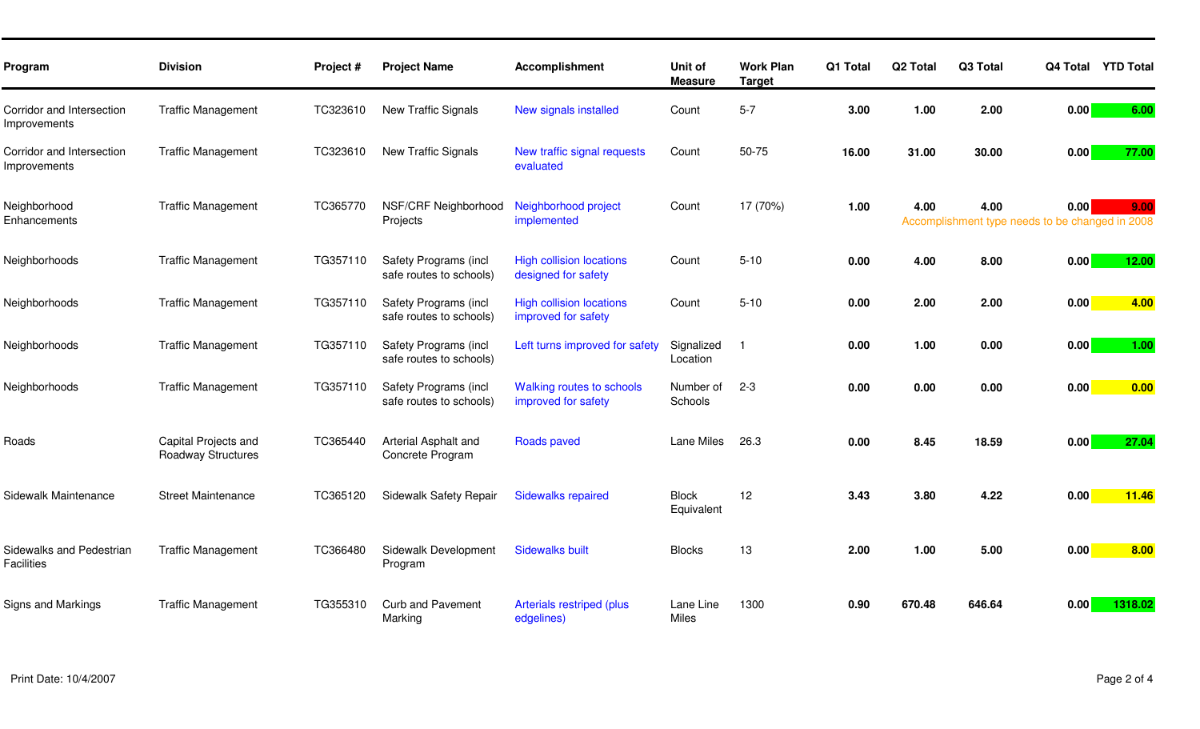| Program | Division | Project # | Project Name | Accomplishment | Unit of Measure | Work Plan Target | Q1 Total | Q2 Total | Q3 Total | Q4 Total | YTD Total |
|---|---|---|---|---|---|---|---|---|---|---|---|
| Corridor and Intersection Improvements | Traffic Management | TC323610 | New Traffic Signals | New signals installed | Count | 5-7 | 3.00 | 1.00 | 2.00 | 0.00 | 6.00 |
| Corridor and Intersection Improvements | Traffic Management | TC323610 | New Traffic Signals | New traffic signal requests evaluated | Count | 50-75 | 16.00 | 31.00 | 30.00 | 0.00 | 77.00 |
| Neighborhood Enhancements | Traffic Management | TC365770 | NSF/CRF Neighborhood Projects | Neighborhood project implemented | Count | 17 (70%) | 1.00 | 4.00 | 4.00 | 0.00 | 9.00 |
| | | | | | | | | Accomplishment type needs to be changed in 2008 | | | |
| Neighborhoods | Traffic Management | TG357110 | Safety Programs (incl safe routes to schools) | High collision locations designed for safety | Count | 5-10 | 0.00 | 4.00 | 8.00 | 0.00 | 12.00 |
| Neighborhoods | Traffic Management | TG357110 | Safety Programs (incl safe routes to schools) | High collision locations improved for safety | Count | 5-10 | 0.00 | 2.00 | 2.00 | 0.00 | 4.00 |
| Neighborhoods | Traffic Management | TG357110 | Safety Programs (incl safe routes to schools) | Left turns improved for safety | Signalized Location | 1 | 0.00 | 1.00 | 0.00 | 0.00 | 1.00 |
| Neighborhoods | Traffic Management | TG357110 | Safety Programs (incl safe routes to schools) | Walking routes to schools improved for safety | Number of Schools | 2-3 | 0.00 | 0.00 | 0.00 | 0.00 | 0.00 |
| Roads | Capital Projects and Roadway Structures | TC365440 | Arterial Asphalt and Concrete Program | Roads paved | Lane Miles | 26.3 | 0.00 | 8.45 | 18.59 | 0.00 | 27.04 |
| Sidewalk Maintenance | Street Maintenance | TC365120 | Sidewalk Safety Repair | Sidewalks repaired | Block Equivalent | 12 | 3.43 | 3.80 | 4.22 | 0.00 | 11.46 |
| Sidewalks and Pedestrian Facilities | Traffic Management | TC366480 | Sidewalk Development Program | Sidewalks built | Blocks | 13 | 2.00 | 1.00 | 5.00 | 0.00 | 8.00 |
| Signs and Markings | Traffic Management | TG355310 | Curb and Pavement Marking | Arterials restriped (plus edgelines) | Lane Line Miles | 1300 | 0.90 | 670.48 | 646.64 | 0.00 | 1318.02 |

Print Date: 10/4/2007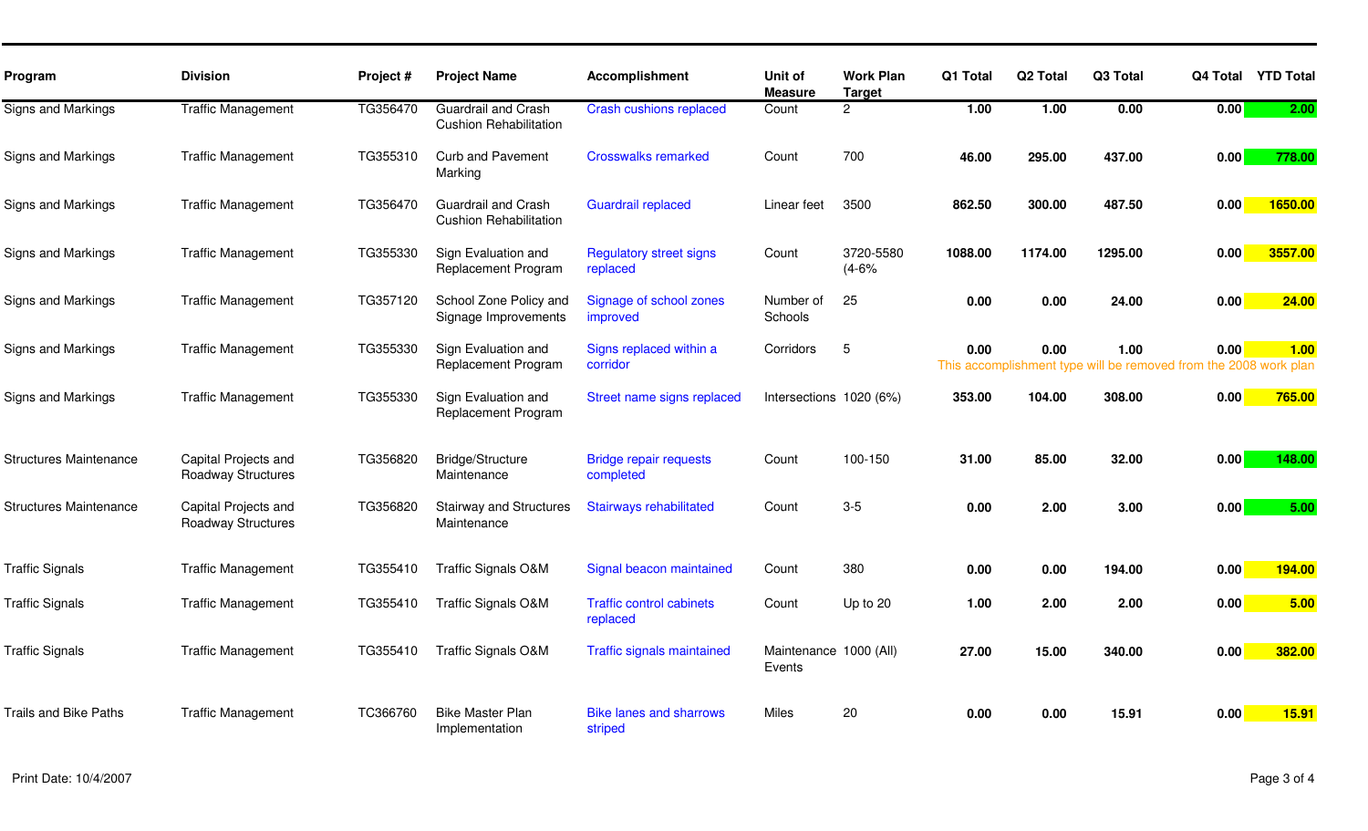| Program | Division | Project # | Project Name | Accomplishment | Unit of Measure | Work Plan Target | Q1 Total | Q2 Total | Q3 Total | Q4 Total | YTD Total |
|---|---|---|---|---|---|---|---|---|---|---|---|
| Signs and Markings | Traffic Management | TG356470 | Guardrail and Crash Cushion Rehabilitation | Crash cushions replaced | Count | 2 | 1.00 | 1.00 | 0.00 | 0.00 | 2.00 |
| Signs and Markings | Traffic Management | TG355310 | Curb and Pavement Marking | Crosswalks remarked | Count | 700 | 46.00 | 295.00 | 437.00 | 0.00 | 778.00 |
| Signs and Markings | Traffic Management | TG356470 | Guardrail and Crash Cushion Rehabilitation | Guardrail replaced | Linear feet | 3500 | 862.50 | 300.00 | 487.50 | 0.00 | 1650.00 |
| Signs and Markings | Traffic Management | TG355330 | Sign Evaluation and Replacement Program | Regulatory street signs replaced | Count | 3720-5580 (4-6% | 1088.00 | 1174.00 | 1295.00 | 0.00 | 3557.00 |
| Signs and Markings | Traffic Management | TG357120 | School Zone Policy and Signage Improvements | Signage of school zones improved | Number of Schools | 25 | 0.00 | 0.00 | 24.00 | 0.00 | 24.00 |
| Signs and Markings | Traffic Management | TG355330 | Sign Evaluation and Replacement Program | Signs replaced within a corridor | Corridors | 5 | 0.00 | 0.00 | 1.00 | 0.00 | 1.00 |
| | | | | | | | This accomplishment type will be removed from the 2008 work plan | | | | |
| Signs and Markings | Traffic Management | TG355330 | Sign Evaluation and Replacement Program | Street name signs replaced | Intersections | 1020 (6%) | 353.00 | 104.00 | 308.00 | 0.00 | 765.00 |
| Structures Maintenance | Capital Projects and Roadway Structures | TG356820 | Bridge/Structure Maintenance | Bridge repair requests completed | Count | 100-150 | 31.00 | 85.00 | 32.00 | 0.00 | 148.00 |
| Structures Maintenance | Capital Projects and Roadway Structures | TG356820 | Stairway and Structures Maintenance | Stairways rehabilitated | Count | 3-5 | 0.00 | 2.00 | 3.00 | 0.00 | 5.00 |
| Traffic Signals | Traffic Management | TG355410 | Traffic Signals O&M | Signal beacon maintained | Count | 380 | 0.00 | 0.00 | 194.00 | 0.00 | 194.00 |
| Traffic Signals | Traffic Management | TG355410 | Traffic Signals O&M | Traffic control cabinets replaced | Count | Up to 20 | 1.00 | 2.00 | 2.00 | 0.00 | 5.00 |
| Traffic Signals | Traffic Management | TG355410 | Traffic Signals O&M | Traffic signals maintained | Maintenance Events | 1000 (All) | 27.00 | 15.00 | 340.00 | 0.00 | 382.00 |
| Trails and Bike Paths | Traffic Management | TC366760 | Bike Master Plan Implementation | Bike lanes and sharrows striped | Miles | 20 | 0.00 | 0.00 | 15.91 | 0.00 | 15.91 |

Print Date: 10/4/2007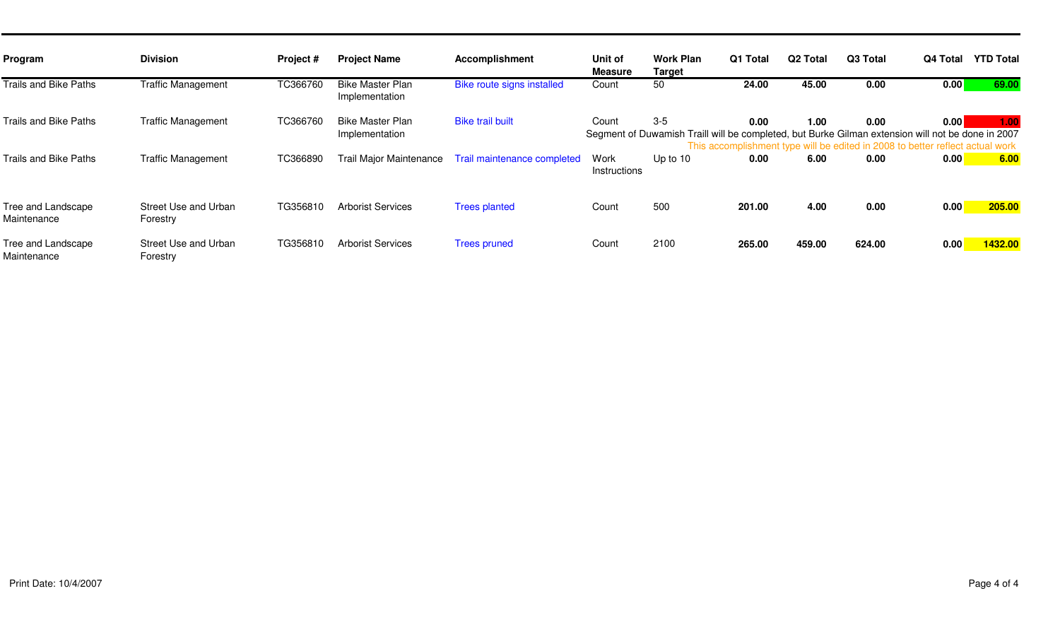| Program | Division | Project # | Project Name | Accomplishment | Unit of Measure | Work Plan Target | Q1 Total | Q2 Total | Q3 Total | Q4 Total | YTD Total |
|---|---|---|---|---|---|---|---|---|---|---|---|
| Trails and Bike Paths | Traffic Management | TC366760 | Bike Master Plan Implementation | Bike route signs installed | Count | 50 | 24.00 | 45.00 | 0.00 | 0.00 | 69.00 |
| Trails and Bike Paths | Traffic Management | TC366760 | Bike Master Plan Implementation | Bike trail built | Count | 3-5 | 0.00 | 1.00 | 0.00 | 0.00 | 1.00 |
| | | | | | Segment of Duwamish Traill will be completed, but Burke Gilman extension will not be done in 2007 | | | | | | |
| | | | | | This accomplishment type will be edited in 2008 to better reflect actual work | | | | | | |
| Trails and Bike Paths | Traffic Management | TC366890 | Trail Major Maintenance | Trail maintenance completed | Work Instructions | Up to 10 | 0.00 | 6.00 | 0.00 | 0.00 | 6.00 |
| Tree and Landscape Maintenance | Street Use and Urban Forestry | TG356810 | Arborist Services | Trees planted | Count | 500 | 201.00 | 4.00 | 0.00 | 0.00 | 205.00 |
| Tree and Landscape Maintenance | Street Use and Urban Forestry | TG356810 | Arborist Services | Trees pruned | Count | 2100 | 265.00 | 459.00 | 624.00 | 0.00 | 1432.00 |

Print Date: 10/4/2007